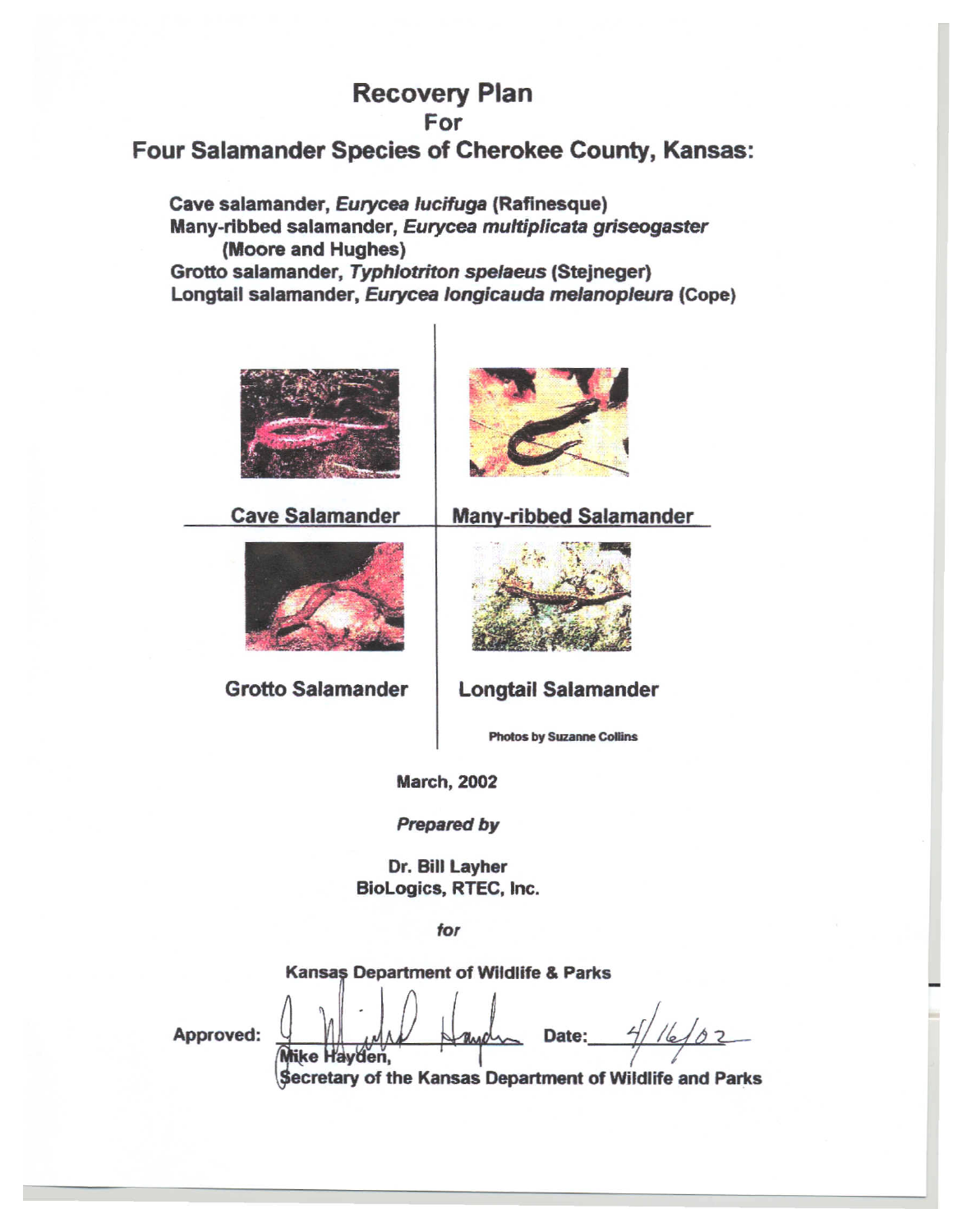# Recovery Plan
## For
## Four Salamander Species of Cherokee County, Kansas:

**Cave salamander, *Eurycea lucifuga* (Rafinesque)**
**Many-ribbed salamander, *Eurycea multiplicata griseogaster* (Moore and Hughes)**
**Grotto salamander, *Typhlotriton spelaeus* (Stejneger)**
**Longtail salamander, *Eurycea longicauda melanopleura* (Cope)**

**Cave Salamander**

**Many-ribbed Salamander**

**Grotto Salamander**

**Longtail Salamander**

**Photos by Suzanne Collins**

**March, 2002**

***Prepared by***

**Dr. Bill Layher**
**BioLogics, RTEC, Inc.**

***for***

**Kansas Department of Wildlife & Parks**

**Approved:** Mike Hayden **Date:** 4/16/02
**Mike Hayden,**
**Secretary of the Kansas Department of Wildlife and Parks**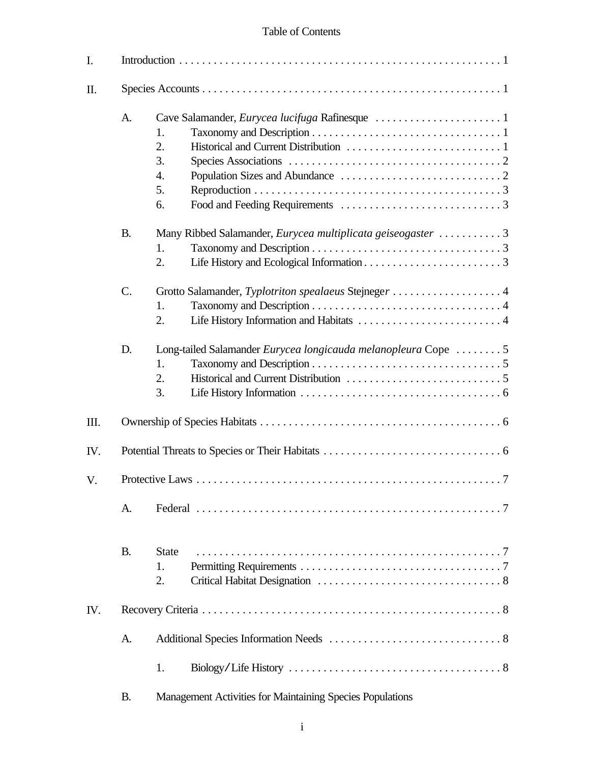# Table of Contents

I. Introduction . . . . . . . . . . . . . . . . . . . . . . . . . . . . . . . . . . . . . . . . . . . . . . . . . . . . . . . 1

II. Species Accounts . . . . . . . . . . . . . . . . . . . . . . . . . . . . . . . . . . . . . . . . . . . . . . . . . . . . 1

- A. Cave Salamander, *Eurycea lucifuga* Rafinesque . . . . . . . . . . . . . . . . . . . . . . 1
  1. Taxonomy and Description . . . . . . . . . . . . . . . . . . . . . . . . . . . . . . . . . 1
  2. Historical and Current Distribution . . . . . . . . . . . . . . . . . . . . . . . . . . . 1
  3. Species Associations . . . . . . . . . . . . . . . . . . . . . . . . . . . . . . . . . . . . . 2
  4. Population Sizes and Abundance . . . . . . . . . . . . . . . . . . . . . . . . . . . . 2
  5. Reproduction . . . . . . . . . . . . . . . . . . . . . . . . . . . . . . . . . . . . . . . . . . . 3
  6. Food and Feeding Requirements . . . . . . . . . . . . . . . . . . . . . . . . . . . . 3

- B. Many Ribbed Salamander, *Eurycea multiplicata geiseogaster* . . . . . . . . . . . 3
  1. Taxonomy and Description . . . . . . . . . . . . . . . . . . . . . . . . . . . . . . . . . 3
  2. Life History and Ecological Information . . . . . . . . . . . . . . . . . . . . . . . . 3

- C. Grotto Salamander, *Typlotriton spealaeus* Stejneger . . . . . . . . . . . . . . . . . . . 4
  1. Taxonomy and Description . . . . . . . . . . . . . . . . . . . . . . . . . . . . . . . . . 4
  2. Life History Information and Habitats . . . . . . . . . . . . . . . . . . . . . . . . . 4

- D. Long-tailed Salamander *Eurycea longicauda melanopleura* Cope . . . . . . . . 5
  1. Taxonomy and Description . . . . . . . . . . . . . . . . . . . . . . . . . . . . . . . . . 5
  2. Historical and Current Distribution . . . . . . . . . . . . . . . . . . . . . . . . . . . 5
  3. Life History Information . . . . . . . . . . . . . . . . . . . . . . . . . . . . . . . . . . . 6

III. Ownership of Species Habitats . . . . . . . . . . . . . . . . . . . . . . . . . . . . . . . . . . . . . . . . . . 6

IV. Potential Threats to Species or Their Habitats . . . . . . . . . . . . . . . . . . . . . . . . . . . . . . . 6

V. Protective Laws . . . . . . . . . . . . . . . . . . . . . . . . . . . . . . . . . . . . . . . . . . . . . . . . . . . . . 7

- A. Federal . . . . . . . . . . . . . . . . . . . . . . . . . . . . . . . . . . . . . . . . . . . . . . . . . . . . . 7

- B. State . . . . . . . . . . . . . . . . . . . . . . . . . . . . . . . . . . . . . . . . . . . . . . . . . . . . . . 7
  1. Permitting Requirements . . . . . . . . . . . . . . . . . . . . . . . . . . . . . . . . . . . 7
  2. Critical Habitat Designation . . . . . . . . . . . . . . . . . . . . . . . . . . . . . . . . 8

IV. Recovery Criteria . . . . . . . . . . . . . . . . . . . . . . . . . . . . . . . . . . . . . . . . . . . . . . . . . . . 8

- A. Additional Species Information Needs . . . . . . . . . . . . . . . . . . . . . . . . . . . . . . 8
  1. Biology/Life History . . . . . . . . . . . . . . . . . . . . . . . . . . . . . . . . . . . . . . 8

- B. Management Activities for Maintaining Species Populations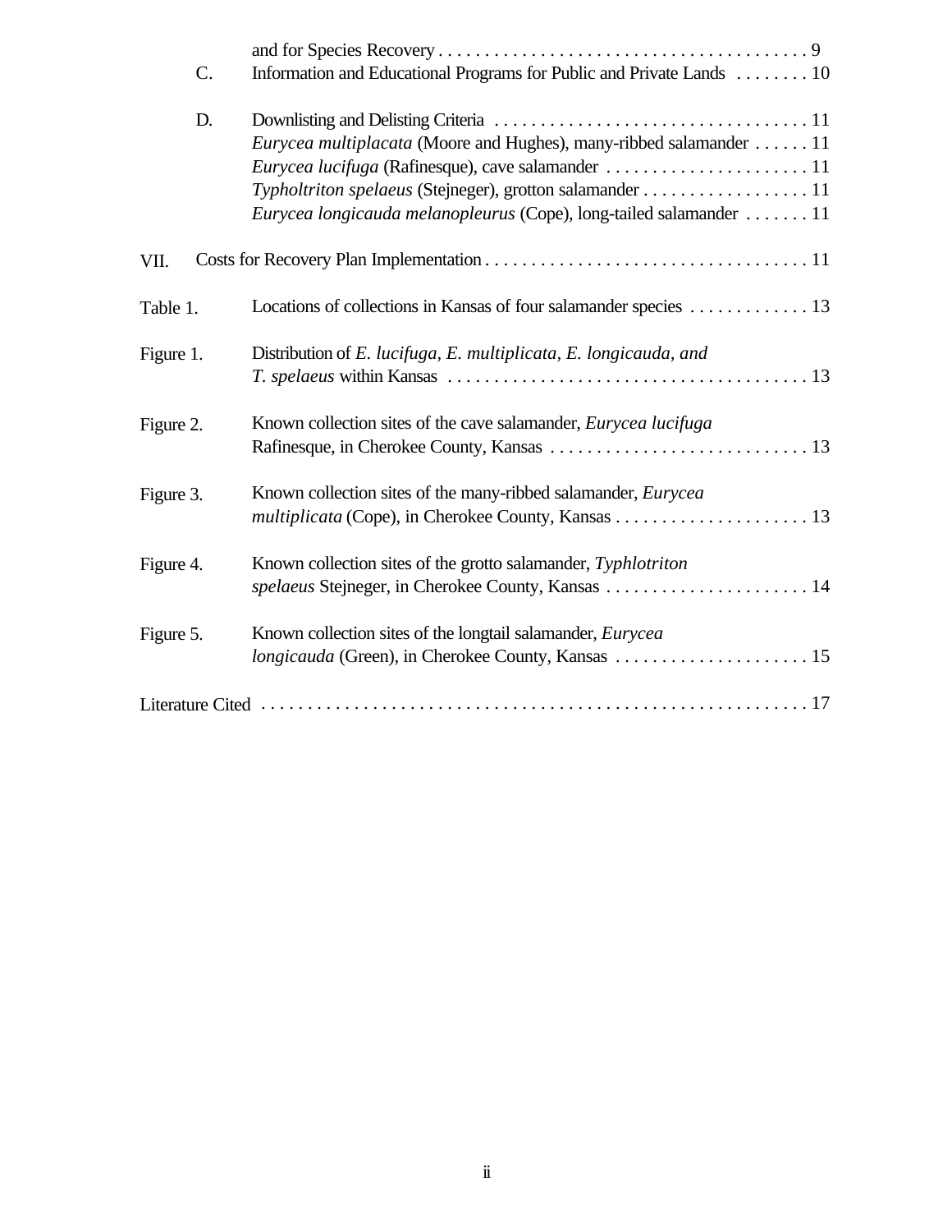and for Species Recovery . . . . . . . . . . . . . . . . . . . . . . . . . . . . . . . . . . . . . . . . 9

C. Information and Educational Programs for Public and Private Lands . . . . . . . . 10

D. Downlisting and Delisting Criteria . . . . . . . . . . . . . . . . . . . . . . . . . . . . . . . . . . 11
*Eurycea multiplacata* (Moore and Hughes), many-ribbed salamander . . . . . . 11
*Eurycea lucifuga* (Rafinesque), cave salamander . . . . . . . . . . . . . . . . . . . . . . 11
*Typholtriton spelaeus* (Stejneger), grotton salamander . . . . . . . . . . . . . . . . . . 11
*Eurycea longicauda melanopleurus* (Cope), long-tailed salamander . . . . . . . 11

VII. Costs for Recovery Plan Implementation . . . . . . . . . . . . . . . . . . . . . . . . . . . . . . . . . . . 11

Table 1. Locations of collections in Kansas of four salamander species . . . . . . . . . . . . . 13

Figure 1. Distribution of *E. lucifuga, E. multiplicata, E. longicauda, and T. spelaeus* within Kansas . . . . . . . . . . . . . . . . . . . . . . . . . . . . . . . . . . . . . . . 13

Figure 2. Known collection sites of the cave salamander, *Eurycea lucifuga* Rafinesque, in Cherokee County, Kansas . . . . . . . . . . . . . . . . . . . . . . . . . . . . 13

Figure 3. Known collection sites of the many-ribbed salamander, *Eurycea multiplicata* (Cope), in Cherokee County, Kansas . . . . . . . . . . . . . . . . . . . . . . 13

Figure 4. Known collection sites of the grotto salamander, *Typhlotriton spelaeus* Stejneger, in Cherokee County, Kansas . . . . . . . . . . . . . . . . . . . . . . . 14

Figure 5. Known collection sites of the longtail salamander, *Eurycea longicauda* (Green), in Cherokee County, Kansas . . . . . . . . . . . . . . . . . . . . . 15

Literature Cited . . . . . . . . . . . . . . . . . . . . . . . . . . . . . . . . . . . . . . . . . . . . . . . . . . . . . . . . . . 17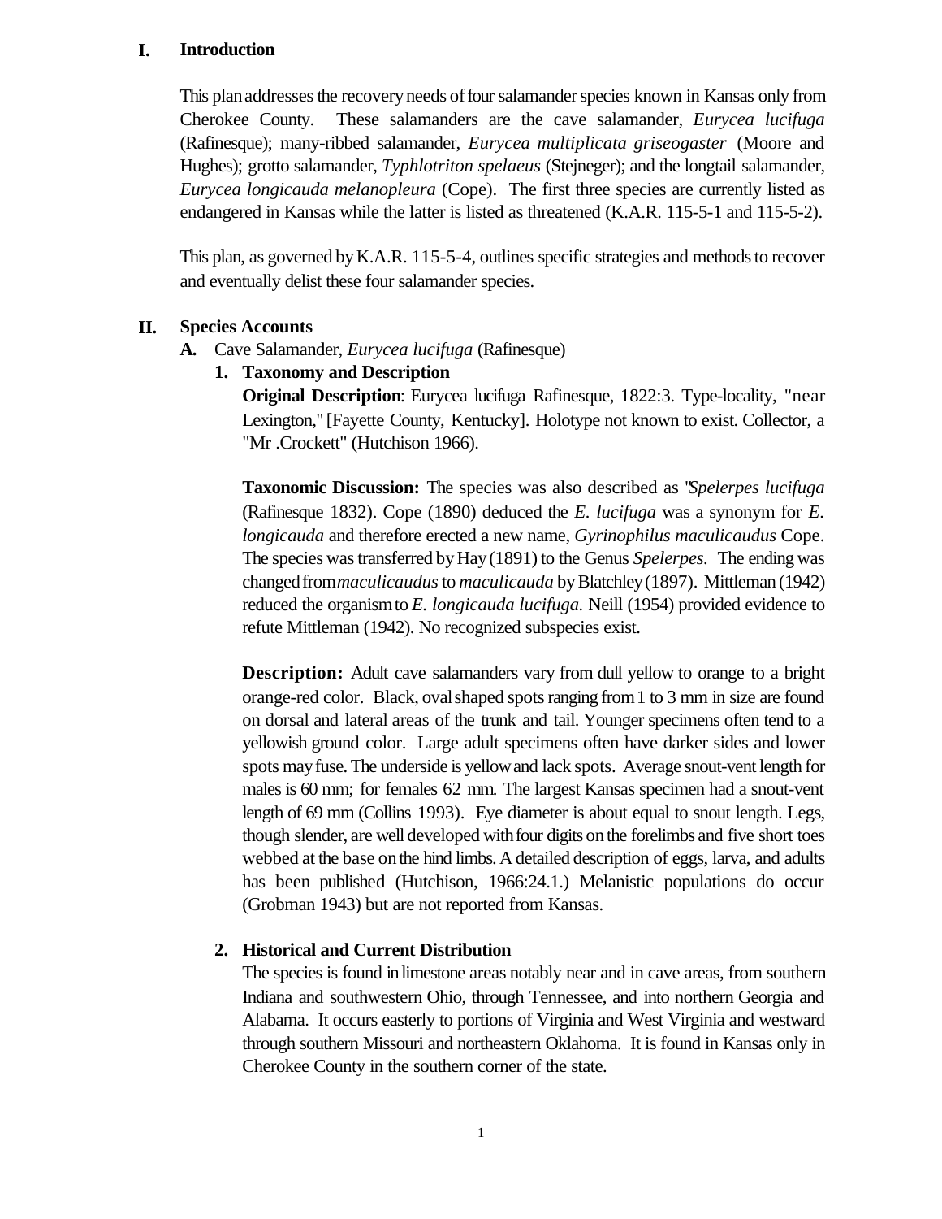## I. Introduction

This plan addresses the recovery needs of four salamander species known in Kansas only from Cherokee County. These salamanders are the cave salamander, *Eurycea lucifuga* (Rafinesque); many-ribbed salamander, *Eurycea multiplicata griseogaster* (Moore and Hughes); grotto salamander, *Typhlotriton spelaeus* (Stejneger); and the longtail salamander, *Eurycea longicauda melanopleura* (Cope). The first three species are currently listed as endangered in Kansas while the latter is listed as threatened (K.A.R. 115-5-1 and 115-5-2).

This plan, as governed by K.A.R. 115-5-4, outlines specific strategies and methods to recover and eventually delist these four salamander species.

## II. Species Accounts

### A. Cave Salamander, *Eurycea lucifuga* (Rafinesque)

#### 1. Taxonomy and Description

**Original Description**: Eurycea lucifuga Rafinesque, 1822:3. Type-locality, "near Lexington," [Fayette County, Kentucky]. Holotype not known to exist. Collector, a "Mr .Crockett" (Hutchison 1966).

**Taxonomic Discussion:** The species was also described as "*Spelerpes lucifuga* (Rafinesque 1832). Cope (1890) deduced the *E. lucifuga* was a synonym for *E. longicauda* and therefore erected a new name, *Gyrinophilus maculicaudus* Cope. The species was transferred by Hay (1891) to the Genus *Spelerpes*. The ending was changed from *maculicaudus* to *maculicauda* by Blatchley (1897). Mittleman (1942) reduced the organism to *E. longicauda lucifuga.* Neill (1954) provided evidence to refute Mittleman (1942). No recognized subspecies exist.

**Description:** Adult cave salamanders vary from dull yellow to orange to a bright orange-red color. Black, oval shaped spots ranging from 1 to 3 mm in size are found on dorsal and lateral areas of the trunk and tail. Younger specimens often tend to a yellowish ground color. Large adult specimens often have darker sides and lower spots may fuse. The underside is yellow and lack spots. Average snout-vent length for males is 60 mm; for females 62 mm. The largest Kansas specimen had a snout-vent length of 69 mm (Collins 1993). Eye diameter is about equal to snout length. Legs, though slender, are well developed with four digits on the forelimbs and five short toes webbed at the base on the hind limbs. A detailed description of eggs, larva, and adults has been published (Hutchison, 1966:24.1.) Melanistic populations do occur (Grobman 1943) but are not reported from Kansas.

#### 2. Historical and Current Distribution

The species is found in limestone areas notably near and in cave areas, from southern Indiana and southwestern Ohio, through Tennessee, and into northern Georgia and Alabama. It occurs easterly to portions of Virginia and West Virginia and westward through southern Missouri and northeastern Oklahoma. It is found in Kansas only in Cherokee County in the southern corner of the state.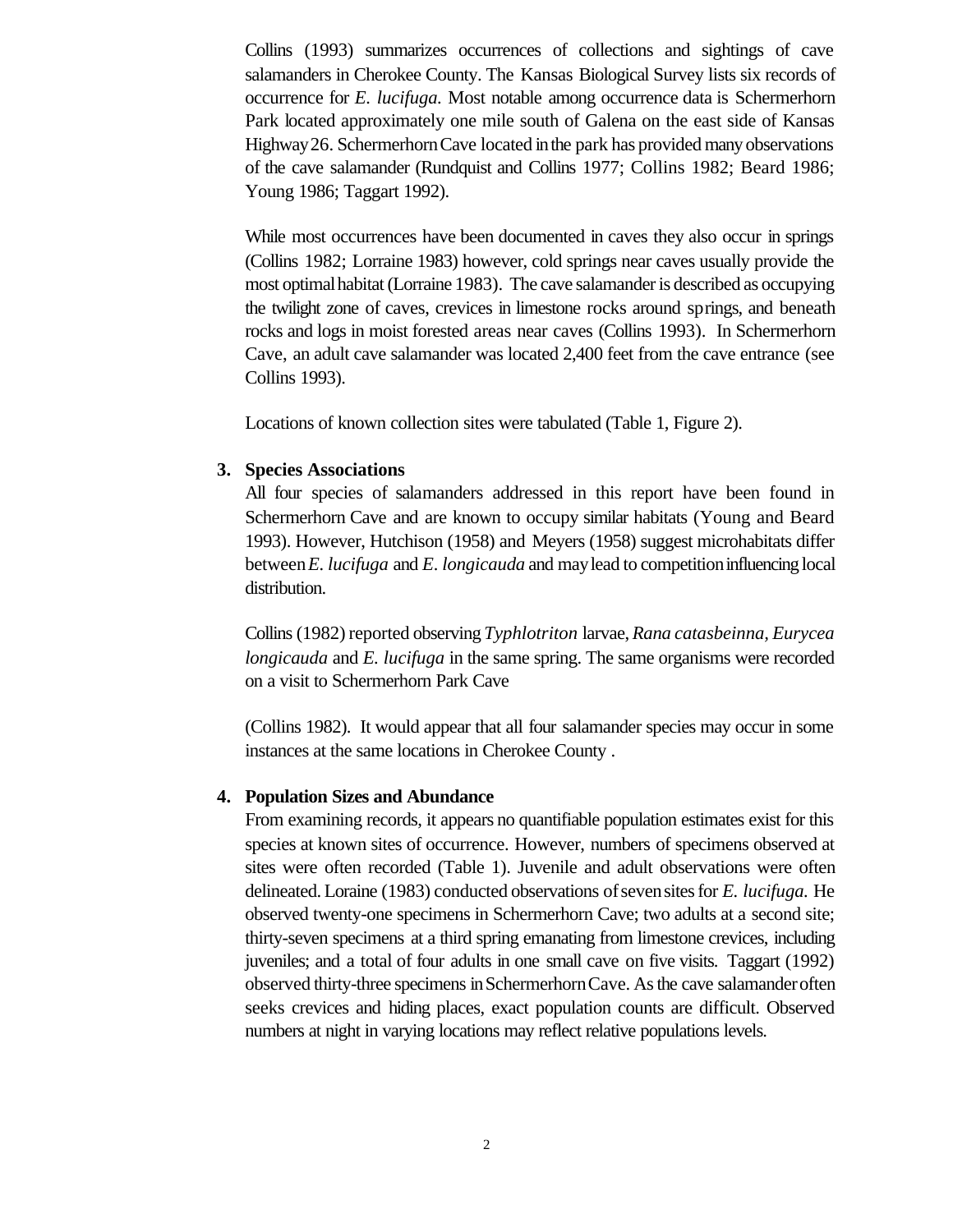Collins (1993) summarizes occurrences of collections and sightings of cave salamanders in Cherokee County. The Kansas Biological Survey lists six records of occurrence for *E. lucifuga*. Most notable among occurrence data is Schermerhorn Park located approximately one mile south of Galena on the east side of Kansas Highway 26. Schermerhorn Cave located in the park has provided many observations of the cave salamander (Rundquist and Collins 1977; Collins 1982; Beard 1986; Young 1986; Taggart 1992).

While most occurrences have been documented in caves they also occur in springs (Collins 1982; Lorraine 1983) however, cold springs near caves usually provide the most optimal habitat (Lorraine 1983). The cave salamander is described as occupying the twilight zone of caves, crevices in limestone rocks around springs, and beneath rocks and logs in moist forested areas near caves (Collins 1993). In Schermerhorn Cave, an adult cave salamander was located 2,400 feet from the cave entrance (see Collins 1993).

Locations of known collection sites were tabulated (Table 1, Figure 2).

**3. Species Associations**

All four species of salamanders addressed in this report have been found in Schermerhorn Cave and are known to occupy similar habitats (Young and Beard 1993). However, Hutchison (1958) and Meyers (1958) suggest microhabitats differ between *E. lucifuga* and *E. longicauda* and may lead to competition influencing local distribution.

Collins (1982) reported observing *Typhlotriton* larvae, *Rana catasbeinna*, *Eurycea longicauda* and *E. lucifuga* in the same spring. The same organisms were recorded on a visit to Schermerhorn Park Cave

(Collins 1982). It would appear that all four salamander species may occur in some instances at the same locations in Cherokee County .

**4. Population Sizes and Abundance**

From examining records, it appears no quantifiable population estimates exist for this species at known sites of occurrence. However, numbers of specimens observed at sites were often recorded (Table 1). Juvenile and adult observations were often delineated. Loraine (1983) conducted observations of seven sites for *E. lucifuga*. He observed twenty-one specimens in Schermerhorn Cave; two adults at a second site; thirty-seven specimens at a third spring emanating from limestone crevices, including juveniles; and a total of four adults in one small cave on five visits. Taggart (1992) observed thirty-three specimens in Schermerhorn Cave. As the cave salamander often seeks crevices and hiding places, exact population counts are difficult. Observed numbers at night in varying locations may reflect relative populations levels.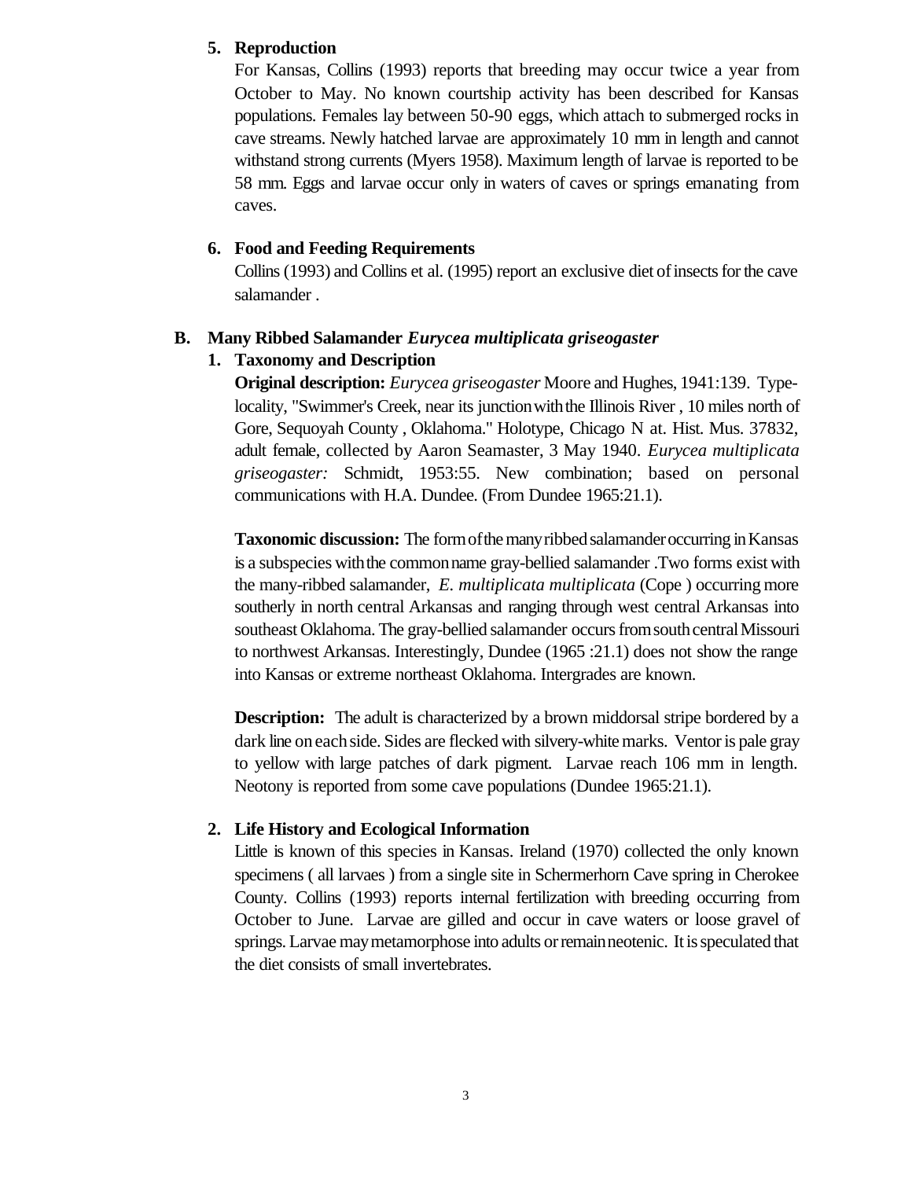### 5. Reproduction

For Kansas, Collins (1993) reports that breeding may occur twice a year from October to May. No known courtship activity has been described for Kansas populations. Females lay between 50-90 eggs, which attach to submerged rocks in cave streams. Newly hatched larvae are approximately 10 mm in length and cannot withstand strong currents (Myers 1958). Maximum length of larvae is reported to be 58 mm. Eggs and larvae occur only in waters of caves or springs emanating from caves.

### 6. Food and Feeding Requirements

Collins (1993) and Collins et al. (1995) report an exclusive diet of insects for the cave salamander .

## B. Many Ribbed Salamander *Eurycea multiplicata griseogaster*

### 1. Taxonomy and Description

**Original description:** *Eurycea griseogaster* Moore and Hughes, 1941:139. Type-locality, "Swimmer's Creek, near its junction with the Illinois River , 10 miles north of Gore, Sequoyah County , Oklahoma." Holotype, Chicago N at. Hist. Mus. 37832, adult female, collected by Aaron Seamaster, 3 May 1940. *Eurycea multiplicata griseogaster:* Schmidt, 1953:55. New combination; based on personal communications with H.A. Dundee. (From Dundee 1965:21.1).

**Taxonomic discussion:** The form of the many ribbed salamander occurring in Kansas is a subspecies with the common name gray-bellied salamander .Two forms exist with the many-ribbed salamander, *E. multiplicata multiplicata* (Cope ) occurring more southerly in north central Arkansas and ranging through west central Arkansas into southeast Oklahoma. The gray-bellied salamander occurs from south central Missouri to northwest Arkansas. Interestingly, Dundee (1965 :21.1) does not show the range into Kansas or extreme northeast Oklahoma. Intergrades are known.

**Description:** The adult is characterized by a brown middorsal stripe bordered by a dark line on each side. Sides are flecked with silvery-white marks. Ventor is pale gray to yellow with large patches of dark pigment. Larvae reach 106 mm in length. Neotony is reported from some cave populations (Dundee 1965:21.1).

### 2. Life History and Ecological Information

Little is known of this species in Kansas. Ireland (1970) collected the only known specimens ( all larvaes ) from a single site in Schermerhorn Cave spring in Cherokee County. Collins (1993) reports internal fertilization with breeding occurring from October to June. Larvae are gilled and occur in cave waters or loose gravel of springs. Larvae may metamorphose into adults or remain neotenic. It is speculated that the diet consists of small invertebrates.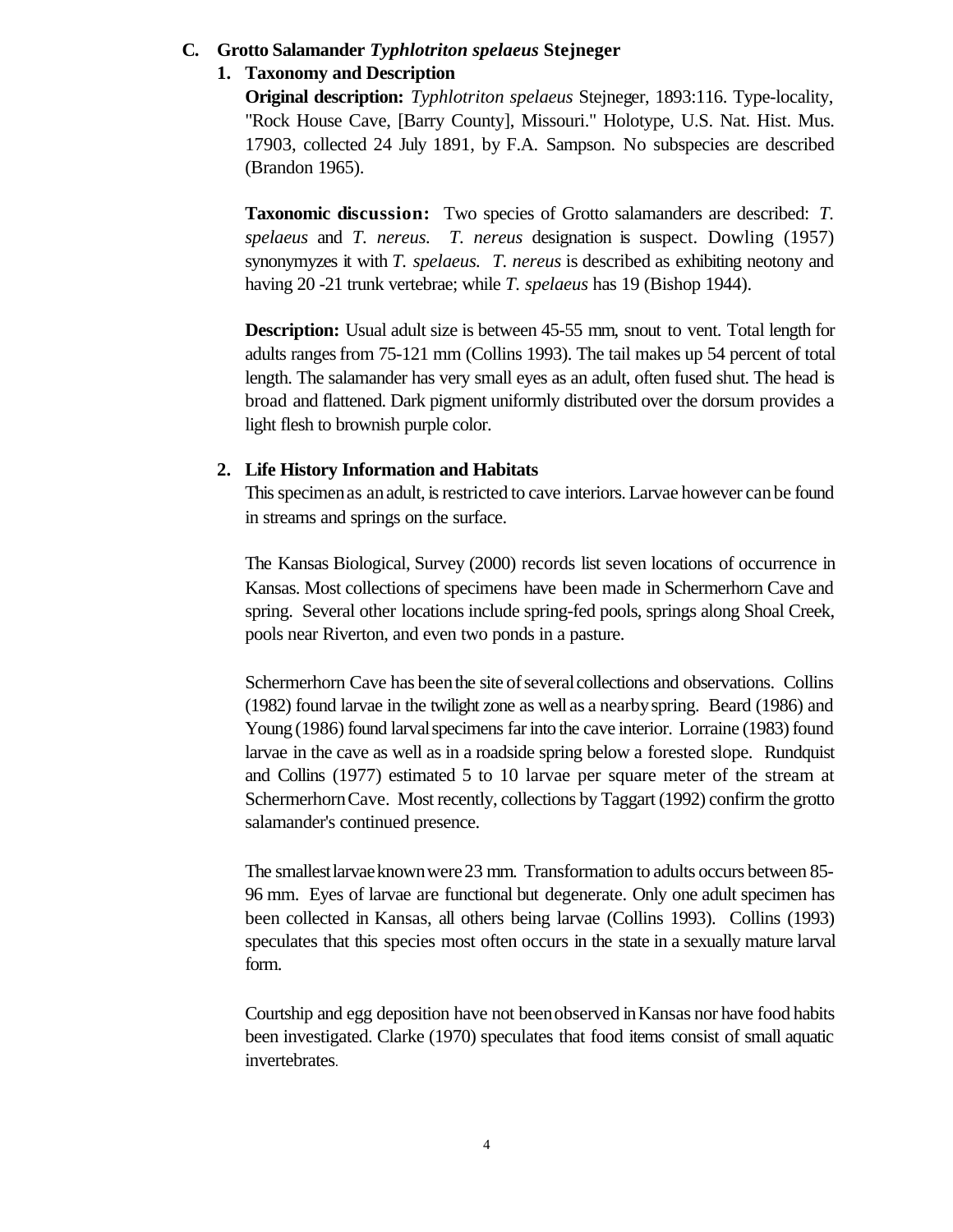## C. Grotto Salamander *Typhlotriton spelaeus* Stejneger

### 1. Taxonomy and Description

**Original description:** *Typhlotriton spelaeus* Stejneger, 1893:116. Type-locality, "Rock House Cave, [Barry County], Missouri." Holotype, U.S. Nat. Hist. Mus. 17903, collected 24 July 1891, by F.A. Sampson. No subspecies are described (Brandon 1965).

**Taxonomic discussion:** Two species of Grotto salamanders are described: *T. spelaeus* and *T. nereus*. *T. nereus* designation is suspect. Dowling (1957) synonymyzes it with *T. spelaeus*. *T. nereus* is described as exhibiting neotony and having 20 -21 trunk vertebrae; while *T. spelaeus* has 19 (Bishop 1944).

**Description:** Usual adult size is between 45-55 mm, snout to vent. Total length for adults ranges from 75-121 mm (Collins 1993). The tail makes up 54 percent of total length. The salamander has very small eyes as an adult, often fused shut. The head is broad and flattened. Dark pigment uniformly distributed over the dorsum provides a light flesh to brownish purple color.

### 2. Life History Information and Habitats

This specimen as an adult, is restricted to cave interiors. Larvae however can be found in streams and springs on the surface.

The Kansas Biological, Survey (2000) records list seven locations of occurrence in Kansas. Most collections of specimens have been made in Schermerhorn Cave and spring. Several other locations include spring-fed pools, springs along Shoal Creek, pools near Riverton, and even two ponds in a pasture.

Schermerhorn Cave has been the site of several collections and observations. Collins (1982) found larvae in the twilight zone as well as a nearby spring. Beard (1986) and Young (1986) found larval specimens far into the cave interior. Lorraine (1983) found larvae in the cave as well as in a roadside spring below a forested slope. Rundquist and Collins (1977) estimated 5 to 10 larvae per square meter of the stream at Schermerhorn Cave. Most recently, collections by Taggart (1992) confirm the grotto salamander's continued presence.

The smallest larvae known were 23 mm. Transformation to adults occurs between 85-96 mm. Eyes of larvae are functional but degenerate. Only one adult specimen has been collected in Kansas, all others being larvae (Collins 1993). Collins (1993) speculates that this species most often occurs in the state in a sexually mature larval form.

Courtship and egg deposition have not been observed in Kansas nor have food habits been investigated. Clarke (1970) speculates that food items consist of small aquatic invertebrates.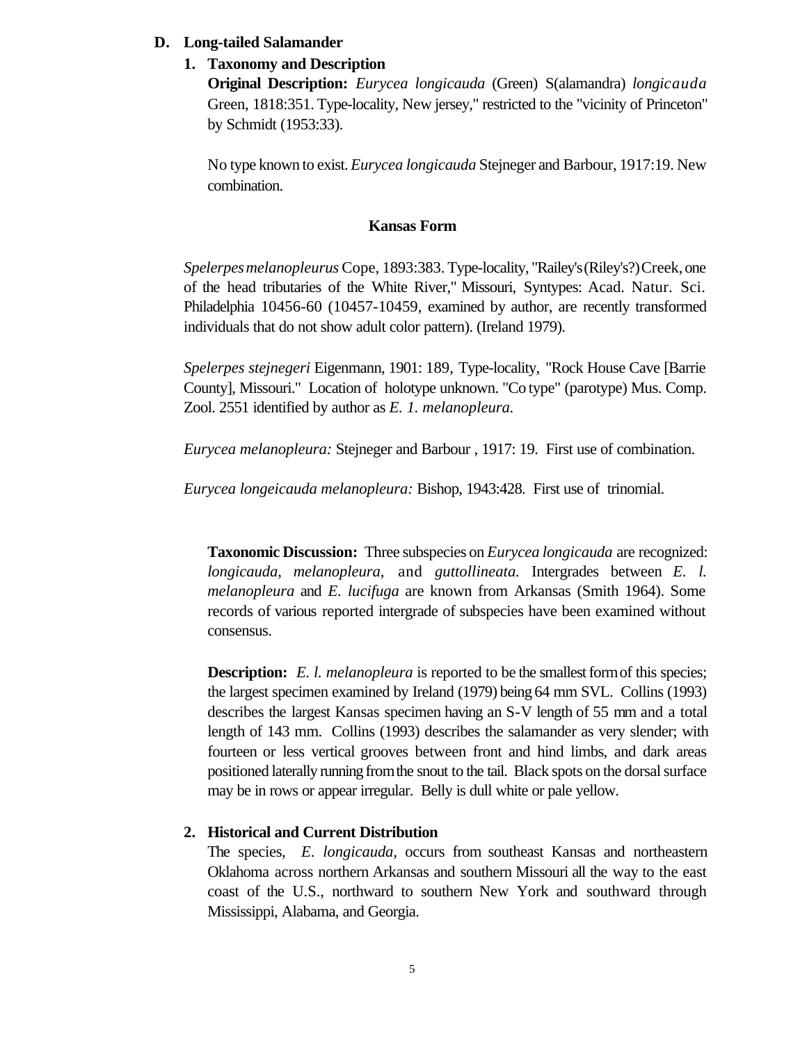## D. Long-tailed Salamander

### 1. Taxonomy and Description

**Original Description:** *Eurycea longicauda* (Green) S(alamandra) *longicauda* Green, 1818:351. Type-locality, New jersey," restricted to the "vicinity of Princeton" by Schmidt (1953:33).

No type known to exist. *Eurycea longicauda* Stejneger and Barbour, 1917:19. New combination.

**Kansas Form**

*Spelerpes melanopleurus* Cope, 1893:383. Type-locality, "Railey's (Riley's?) Creek, one of the head tributaries of the White River," Missouri, Syntypes: Acad. Natur. Sci. Philadelphia 10456-60 (10457-10459, examined by author, are recently transformed individuals that do not show adult color pattern). (Ireland 1979).

*Spelerpes stejnegeri* Eigenmann, 1901: 189, Type-locality, "Rock House Cave [Barrie County], Missouri." Location of holotype unknown. "Co type" (parotype) Mus. Comp. Zool. 2551 identified by author as *E. 1. melanopleura.*

*Eurycea melanopleura:* Stejneger and Barbour , 1917: 19. First use of combination.

*Eurycea longeicauda melanopleura:* Bishop, 1943:428. First use of trinomial.

**Taxonomic Discussion:** Three subspecies on *Eurycea longicauda* are recognized: *longicauda, melanopleura,* and *guttollineata.* Intergrades between *E. l. melanopleura* and *E. lucifuga* are known from Arkansas (Smith 1964). Some records of various reported intergrade of subspecies have been examined without consensus.

**Description:** *E. l. melanopleura* is reported to be the smallest form of this species; the largest specimen examined by Ireland (1979) being 64 mm SVL. Collins (1993) describes the largest Kansas specimen having an S-V length of 55 mm and a total length of 143 mm. Collins (1993) describes the salamander as very slender; with fourteen or less vertical grooves between front and hind limbs, and dark areas positioned laterally running from the snout to the tail. Black spots on the dorsal surface may be in rows or appear irregular. Belly is dull white or pale yellow.

### 2. Historical and Current Distribution

The species, *E. longicauda,* occurs from southeast Kansas and northeastern Oklahoma across northern Arkansas and southern Missouri all the way to the east coast of the U.S., northward to southern New York and southward through Mississippi, Alabama, and Georgia.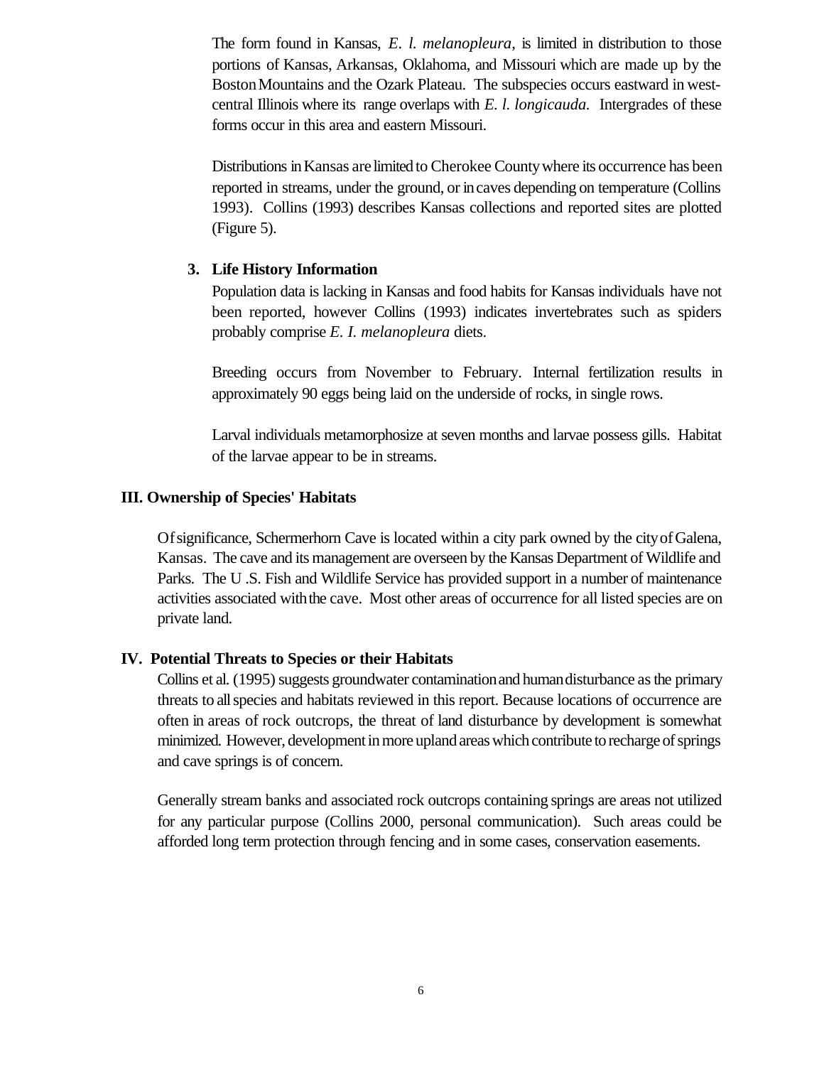The form found in Kansas, *E. l. melanopleura,* is limited in distribution to those portions of Kansas, Arkansas, Oklahoma, and Missouri which are made up by the Boston Mountains and the Ozark Plateau. The subspecies occurs eastward in west-central Illinois where its range overlaps with *E. l. longicauda.* Intergrades of these forms occur in this area and eastern Missouri.

Distributions in Kansas are limited to Cherokee County where its occurrence has been reported in streams, under the ground, or in caves depending on temperature (Collins 1993). Collins (1993) describes Kansas collections and reported sites are plotted (Figure 5).

### 3. Life History Information

Population data is lacking in Kansas and food habits for Kansas individuals have not been reported, however Collins (1993) indicates invertebrates such as spiders probably comprise *E. I. melanopleura* diets.

Breeding occurs from November to February. Internal fertilization results in approximately 90 eggs being laid on the underside of rocks, in single rows.

Larval individuals metamorphosize at seven months and larvae possess gills. Habitat of the larvae appear to be in streams.

## III. Ownership of Species' Habitats

Of significance, Schermerhorn Cave is located within a city park owned by the city of Galena, Kansas. The cave and its management are overseen by the Kansas Department of Wildlife and Parks. The U .S. Fish and Wildlife Service has provided support in a number of maintenance activities associated with the cave. Most other areas of occurrence for all listed species are on private land.

## IV. Potential Threats to Species or their Habitats

Collins et al. (1995) suggests groundwater contamination and human disturbance as the primary threats to all species and habitats reviewed in this report. Because locations of occurrence are often in areas of rock outcrops, the threat of land disturbance by development is somewhat minimized. However, development in more upland areas which contribute to recharge of springs and cave springs is of concern.

Generally stream banks and associated rock outcrops containing springs are areas not utilized for any particular purpose (Collins 2000, personal communication). Such areas could be afforded long term protection through fencing and in some cases, conservation easements.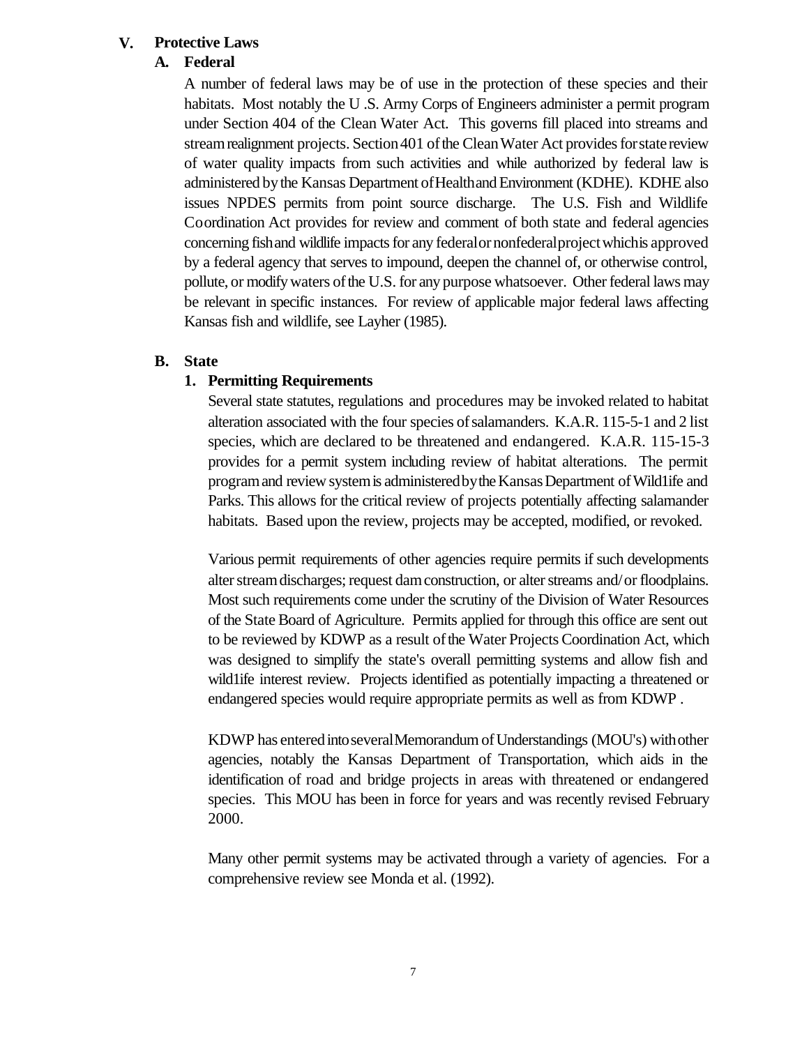## V. Protective Laws

### A. Federal

A number of federal laws may be of use in the protection of these species and their habitats. Most notably the U .S. Army Corps of Engineers administer a permit program under Section 404 of the Clean Water Act. This governs fill placed into streams and stream realignment projects. Section 401 of the Clean Water Act provides for state review of water quality impacts from such activities and while authorized by federal law is administered by the Kansas Department of Health and Environment (KDHE). KDHE also issues NPDES permits from point source discharge. The U.S. Fish and Wildlife Coordination Act provides for review and comment of both state and federal agencies concerning fish and wildlife impacts for any federal or nonfederal project which is approved by a federal agency that serves to impound, deepen the channel of, or otherwise control, pollute, or modify waters of the U.S. for any purpose whatsoever. Other federal laws may be relevant in specific instances. For review of applicable major federal laws affecting Kansas fish and wildlife, see Layher (1985).

### B. State

#### 1. Permitting Requirements

Several state statutes, regulations and procedures may be invoked related to habitat alteration associated with the four species of salamanders. K.A.R. 115-5-1 and 2 list species, which are declared to be threatened and endangered. K.A.R. 115-15-3 provides for a permit system including review of habitat alterations. The permit program and review system is administered by the Kansas Department of Wild1ife and Parks. This allows for the critical review of projects potentially affecting salamander habitats. Based upon the review, projects may be accepted, modified, or revoked.

Various permit requirements of other agencies require permits if such developments alter stream discharges; request dam construction, or alter streams and/or floodplains. Most such requirements come under the scrutiny of the Division of Water Resources of the State Board of Agriculture. Permits applied for through this office are sent out to be reviewed by KDWP as a result of the Water Projects Coordination Act, which was designed to simplify the state's overall permitting systems and allow fish and wild1ife interest review. Projects identified as potentially impacting a threatened or endangered species would require appropriate permits as well as from KDWP .

KDWP has entered into several Memorandum of Understandings (MOU's) with other agencies, notably the Kansas Department of Transportation, which aids in the identification of road and bridge projects in areas with threatened or endangered species. This MOU has been in force for years and was recently revised February 2000.

Many other permit systems may be activated through a variety of agencies. For a comprehensive review see Monda et al. (1992).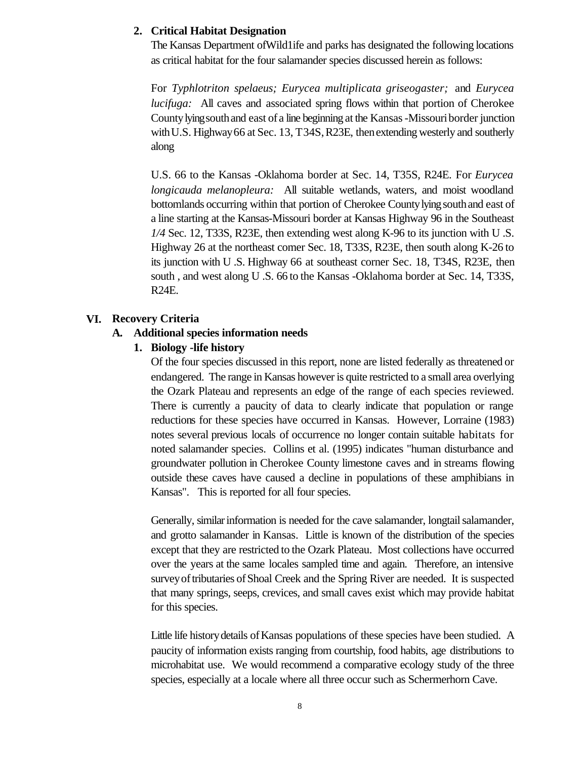**2. Critical Habitat Designation**

The Kansas Department ofWild1ife and parks has designated the following locations as critical habitat for the four salamander species discussed herein as follows:

For *Typhlotriton spelaeus; Eurycea multiplicata griseogaster;* and *Eurycea lucifuga:* All caves and associated spring flows within that portion of Cherokee County lying south and east of a line beginning at the Kansas -Missouri border junction with U.S. Highway 66 at Sec. 13, T34S, R23E, then extending westerly and southerly along

U.S. 66 to the Kansas -Oklahoma border at Sec. 14, T35S, R24E. For *Eurycea longicauda melanopleura:* All suitable wetlands, waters, and moist woodland bottomlands occurring within that portion of Cherokee County lying south and east of a line starting at the Kansas-Missouri border at Kansas Highway 96 in the Southeast *1/4* Sec. 12, T33S, R23E, then extending west along K-96 to its junction with U .S. Highway 26 at the northeast comer Sec. 18, T33S, R23E, then south along K-26 to its junction with U .S. Highway 66 at southeast corner Sec. 18, T34S, R23E, then south , and west along U .S. 66 to the Kansas -Oklahoma border at Sec. 14, T33S, R24E.

## VI. Recovery Criteria

### A. Additional species information needs

#### 1. Biology -life history

Of the four species discussed in this report, none are listed federally as threatened or endangered. The range in Kansas however is quite restricted to a small area overlying the Ozark Plateau and represents an edge of the range of each species reviewed. There is currently a paucity of data to clearly indicate that population or range reductions for these species have occurred in Kansas. However, Lorraine (1983) notes several previous locals of occurrence no longer contain suitable habitats for noted salamander species. Collins et al. (1995) indicates "human disturbance and groundwater pollution in Cherokee County limestone caves and in streams flowing outside these caves have caused a decline in populations of these amphibians in Kansas". This is reported for all four species.

Generally, similar information is needed for the cave salamander, longtail salamander, and grotto salamander in Kansas. Little is known of the distribution of the species except that they are restricted to the Ozark Plateau. Most collections have occurred over the years at the same locales sampled time and again. Therefore, an intensive survey of tributaries of Shoal Creek and the Spring River are needed. It is suspected that many springs, seeps, crevices, and small caves exist which may provide habitat for this species.

Little life history details of Kansas populations of these species have been studied. A paucity of information exists ranging from courtship, food habits, age distributions to microhabitat use. We would recommend a comparative ecology study of the three species, especially at a locale where all three occur such as Schermerhorn Cave.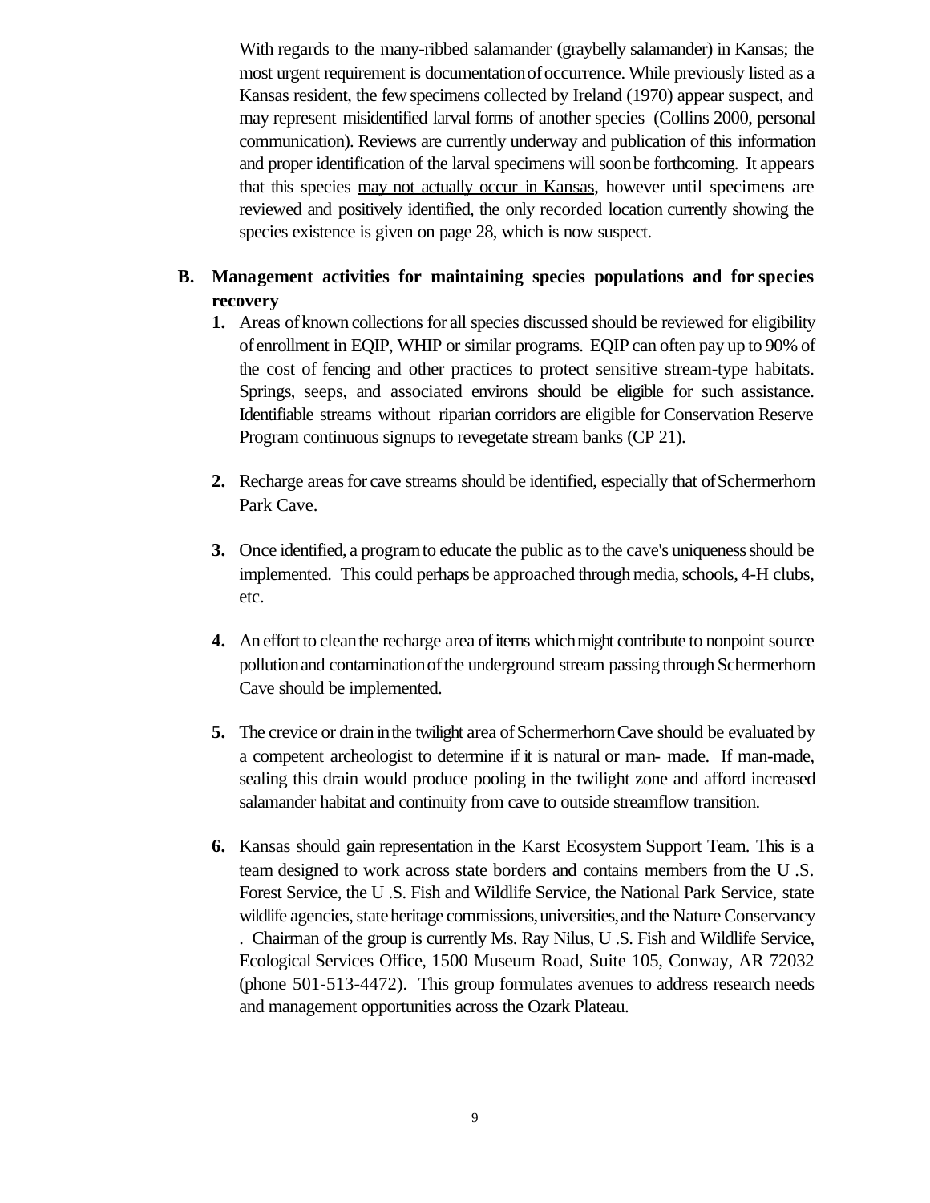With regards to the many-ribbed salamander (graybelly salamander) in Kansas; the most urgent requirement is documentation of occurrence. While previously listed as a Kansas resident, the few specimens collected by Ireland (1970) appear suspect, and may represent misidentified larval forms of another species (Collins 2000, personal communication). Reviews are currently underway and publication of this information and proper identification of the larval specimens will soon be forthcoming. It appears that this species <u>may not actually occur in Kansas</u>, however until specimens are reviewed and positively identified, the only recorded location currently showing the species existence is given on page 28, which is now suspect.

## B. Management activities for maintaining species populations and for species recovery

1. Areas of known collections for all species discussed should be reviewed for eligibility of enrollment in EQIP, WHIP or similar programs. EQIP can often pay up to 90% of the cost of fencing and other practices to protect sensitive stream-type habitats. Springs, seeps, and associated environs should be eligible for such assistance. Identifiable streams without riparian corridors are eligible for Conservation Reserve Program continuous signups to revegetate stream banks (CP 21).

2. Recharge areas for cave streams should be identified, especially that of Schermerhorn Park Cave.

3. Once identified, a program to educate the public as to the cave's uniqueness should be implemented. This could perhaps be approached through media, schools, 4-H clubs, etc.

4. An effort to clean the recharge area of items which might contribute to nonpoint source pollution and contamination of the underground stream passing through Schermerhorn Cave should be implemented.

5. The crevice or drain in the twilight area of Schermerhorn Cave should be evaluated by a competent archeologist to determine if it is natural or man- made. If man-made, sealing this drain would produce pooling in the twilight zone and afford increased salamander habitat and continuity from cave to outside streamflow transition.

6. Kansas should gain representation in the Karst Ecosystem Support Team. This is a team designed to work across state borders and contains members from the U .S. Forest Service, the U .S. Fish and Wildlife Service, the National Park Service, state wildlife agencies, state heritage commissions, universities, and the Nature Conservancy . Chairman of the group is currently Ms. Ray Nilus, U .S. Fish and Wildlife Service, Ecological Services Office, 1500 Museum Road, Suite 105, Conway, AR 72032 (phone 501-513-4472). This group formulates avenues to address research needs and management opportunities across the Ozark Plateau.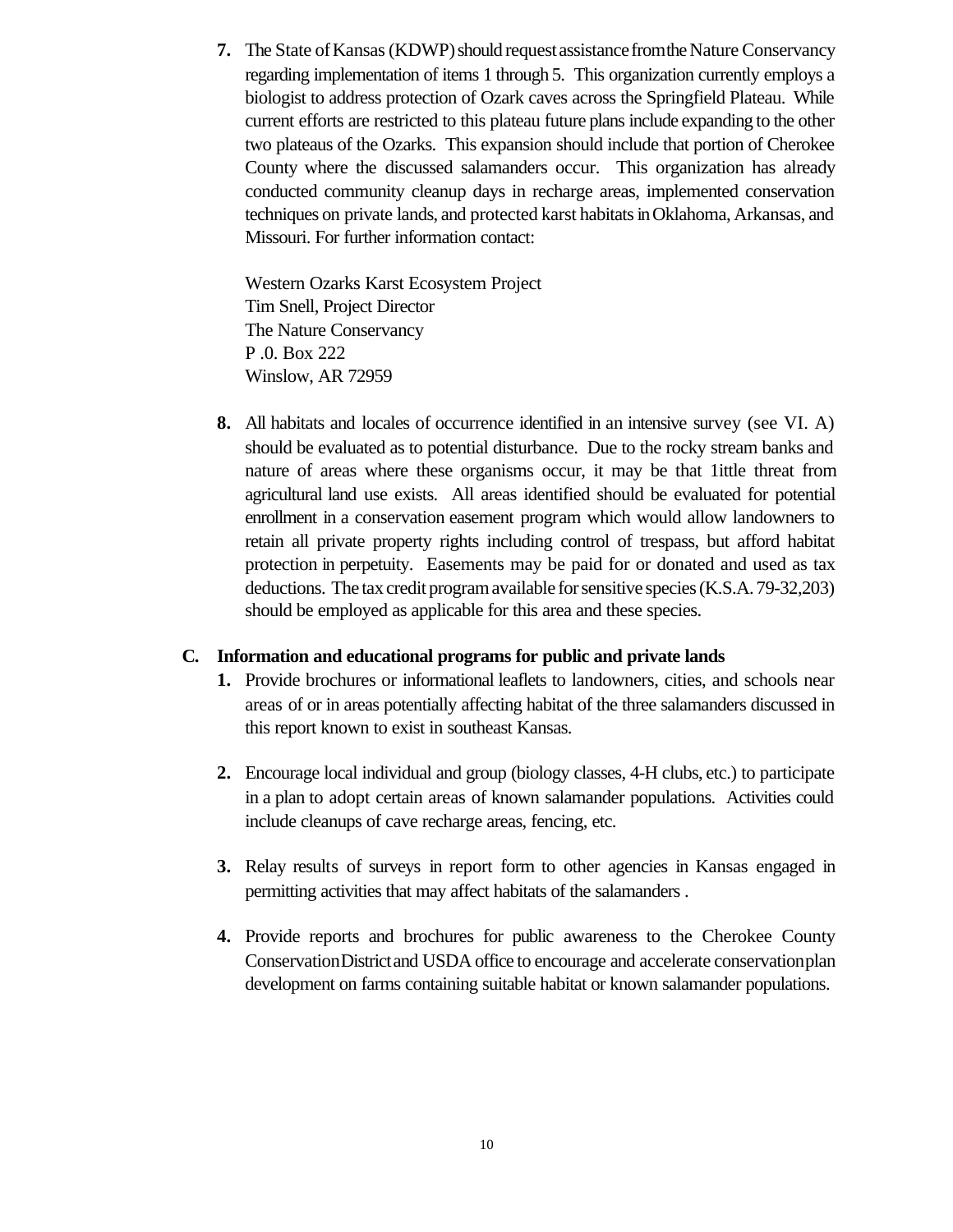7. The State of Kansas (KDWP) should request assistance from the Nature Conservancy regarding implementation of items 1 through 5. This organization currently employs a biologist to address protection of Ozark caves across the Springfield Plateau. While current efforts are restricted to this plateau future plans include expanding to the other two plateaus of the Ozarks. This expansion should include that portion of Cherokee County where the discussed salamanders occur. This organization has already conducted community cleanup days in recharge areas, implemented conservation techniques on private lands, and protected karst habitats in Oklahoma, Arkansas, and Missouri. For further information contact:

   Western Ozarks Karst Ecosystem Project
   Tim Snell, Project Director
   The Nature Conservancy
   P .0. Box 222
   Winslow, AR 72959

8. All habitats and locales of occurrence identified in an intensive survey (see VI. A) should be evaluated as to potential disturbance. Due to the rocky stream banks and nature of areas where these organisms occur, it may be that 1ittle threat from agricultural land use exists. All areas identified should be evaluated for potential enrollment in a conservation easement program which would allow landowners to retain all private property rights including control of trespass, but afford habitat protection in perpetuity. Easements may be paid for or donated and used as tax deductions. The tax credit program available for sensitive species (K.S.A. 79-32,203) should be employed as applicable for this area and these species.

## C. Information and educational programs for public and private lands

1. Provide brochures or informational leaflets to landowners, cities, and schools near areas of or in areas potentially affecting habitat of the three salamanders discussed in this report known to exist in southeast Kansas.

2. Encourage local individual and group (biology classes, 4-H clubs, etc.) to participate in a plan to adopt certain areas of known salamander populations. Activities could include cleanups of cave recharge areas, fencing, etc.

3. Relay results of surveys in report form to other agencies in Kansas engaged in permitting activities that may affect habitats of the salamanders .

4. Provide reports and brochures for public awareness to the Cherokee County Conservation District and USDA office to encourage and accelerate conservation plan development on farms containing suitable habitat or known salamander populations.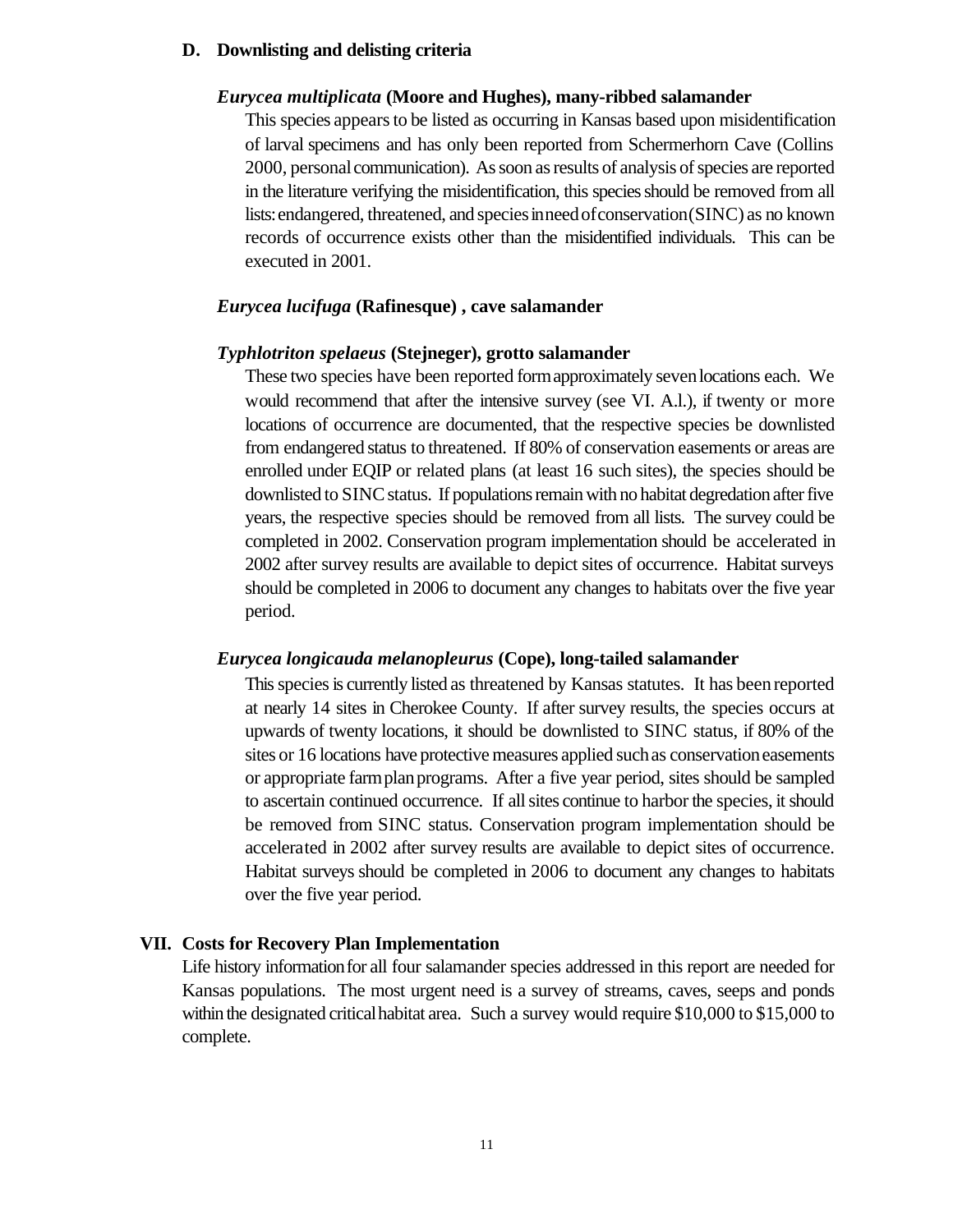### D. Downlisting and delisting criteria

***Eurycea multiplicata* (Moore and Hughes), many-ribbed salamander**

This species appears to be listed as occurring in Kansas based upon misidentification of larval specimens and has only been reported from Schermerhorn Cave (Collins 2000, personal communication). As soon as results of analysis of species are reported in the literature verifying the misidentification, this species should be removed from all lists: endangered, threatened, and species in need of conservation (SINC) as no known records of occurrence exists other than the misidentified individuals. This can be executed in 2001.

***Eurycea lucifuga* (Rafinesque) , cave salamander**

***Typhlotriton spelaeus* (Stejneger), grotto salamander**

These two species have been reported form approximately seven locations each. We would recommend that after the intensive survey (see VI. A.l.), if twenty or more locations of occurrence are documented, that the respective species be downlisted from endangered status to threatened. If 80% of conservation easements or areas are enrolled under EQIP or related plans (at least 16 such sites), the species should be downlisted to SINC status. If populations remain with no habitat degredation after five years, the respective species should be removed from all lists. The survey could be completed in 2002. Conservation program implementation should be accelerated in 2002 after survey results are available to depict sites of occurrence. Habitat surveys should be completed in 2006 to document any changes to habitats over the five year period.

***Eurycea longicauda melanopleurus* (Cope), long-tailed salamander**

This species is currently listed as threatened by Kansas statutes. It has been reported at nearly 14 sites in Cherokee County. If after survey results, the species occurs at upwards of twenty locations, it should be downlisted to SINC status, if 80% of the sites or 16 locations have protective measures applied such as conservation easements or appropriate farm plan programs. After a five year period, sites should be sampled to ascertain continued occurrence. If all sites continue to harbor the species, it should be removed from SINC status. Conservation program implementation should be accelerated in 2002 after survey results are available to depict sites of occurrence. Habitat surveys should be completed in 2006 to document any changes to habitats over the five year period.

## VII. Costs for Recovery Plan Implementation

Life history information for all four salamander species addressed in this report are needed for Kansas populations. The most urgent need is a survey of streams, caves, seeps and ponds within the designated critical habitat area. Such a survey would require \$10,000 to \$15,000 to complete.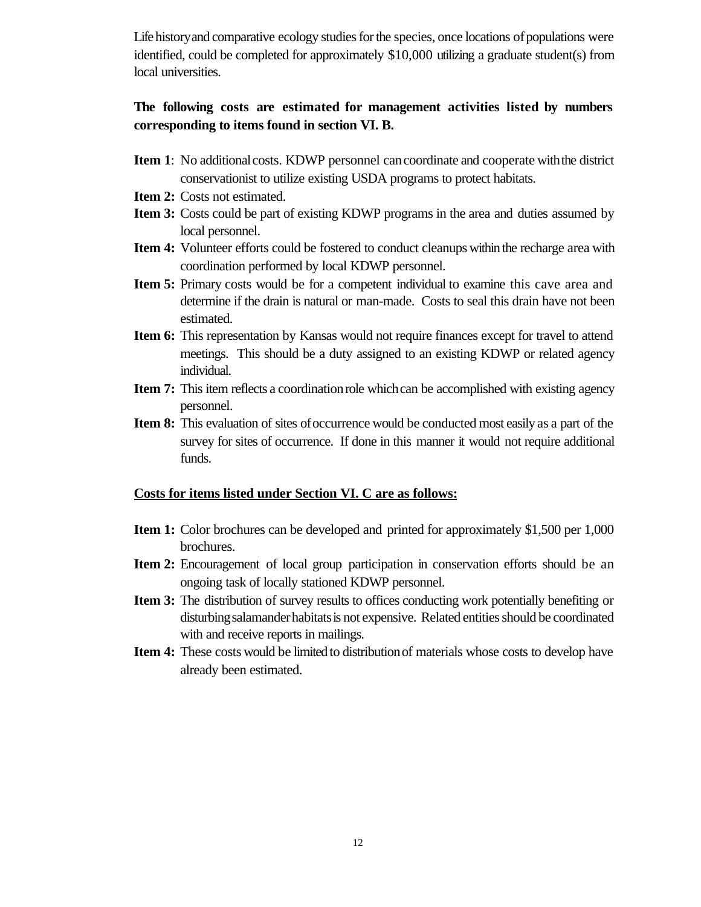Life history and comparative ecology studies for the species, once locations of populations were identified, could be completed for approximately $10,000 utilizing a graduate student(s) from local universities.

**The following costs are estimated for management activities listed by numbers corresponding to items found in section VI. B.**

**Item 1**: No additional costs. KDWP personnel can coordinate and cooperate with the district conservationist to utilize existing USDA programs to protect habitats.

**Item 2:** Costs not estimated.

**Item 3:** Costs could be part of existing KDWP programs in the area and duties assumed by local personnel.

**Item 4:** Volunteer efforts could be fostered to conduct cleanups within the recharge area with coordination performed by local KDWP personnel.

**Item 5:** Primary costs would be for a competent individual to examine this cave area and determine if the drain is natural or man-made. Costs to seal this drain have not been estimated.

**Item 6:** This representation by Kansas would not require finances except for travel to attend meetings. This should be a duty assigned to an existing KDWP or related agency individual.

**Item 7:** This item reflects a coordination role which can be accomplished with existing agency personnel.

**Item 8:** This evaluation of sites of occurrence would be conducted most easily as a part of the survey for sites of occurrence. If done in this manner it would not require additional funds.

**<u>Costs for items listed under Section VI. C are as follows:</u>**

**Item 1:** Color brochures can be developed and printed for approximately $1,500 per 1,000 brochures.

**Item 2:** Encouragement of local group participation in conservation efforts should be an ongoing task of locally stationed KDWP personnel.

**Item 3:** The distribution of survey results to offices conducting work potentially benefiting or disturbing salamander habitats is not expensive. Related entities should be coordinated with and receive reports in mailings.

**Item 4:** These costs would be limited to distribution of materials whose costs to develop have already been estimated.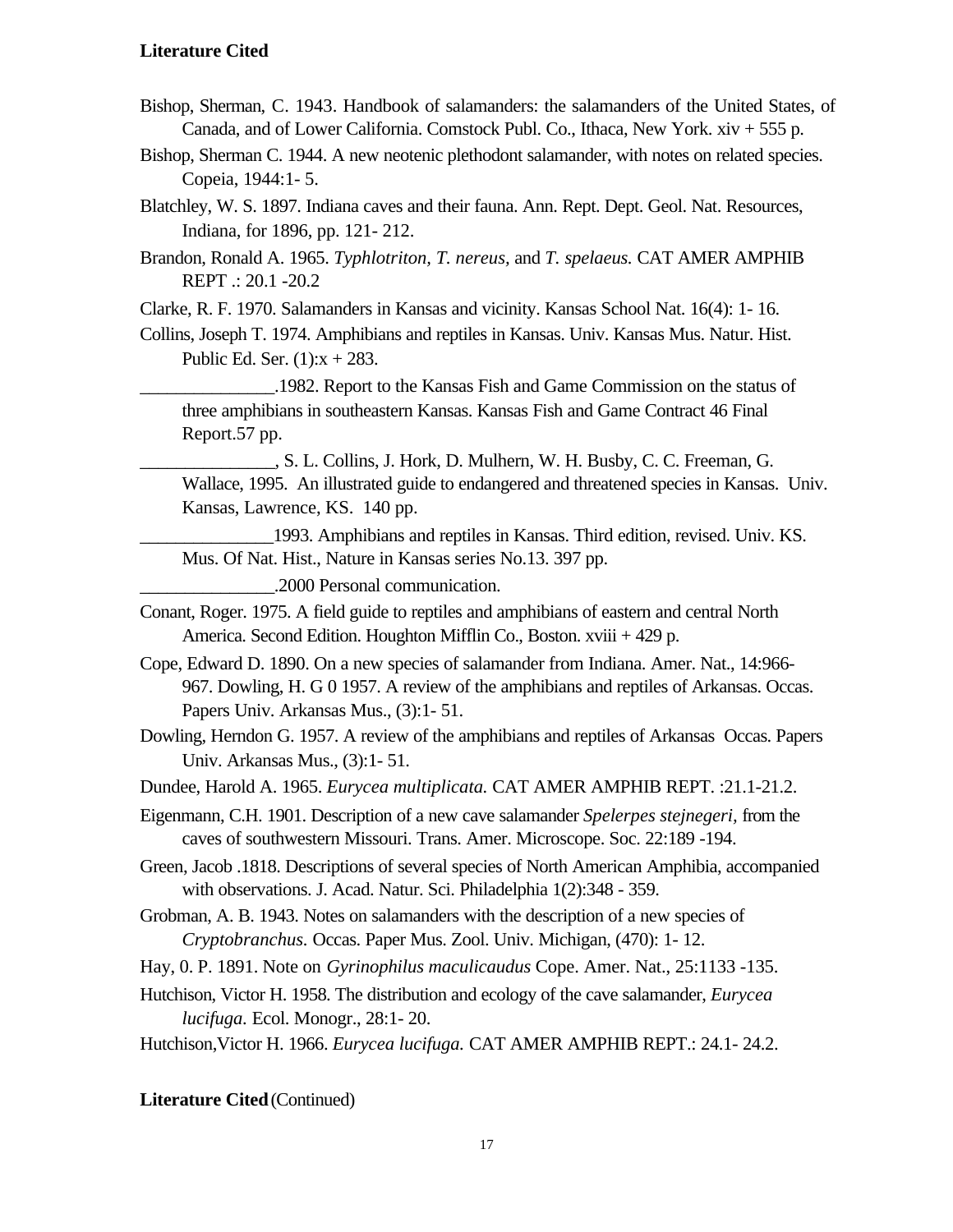**Literature Cited**

Bishop, Sherman, C. 1943. Handbook of salamanders: the salamanders of the United States, of Canada, and of Lower California. Comstock Publ. Co., Ithaca, New York. xiv + 555 p.

Bishop, Sherman C. 1944. A new neotenic plethodont salamander, with notes on related species. Copeia, 1944:1- 5.

Blatchley, W. S. 1897. Indiana caves and their fauna. Ann. Rept. Dept. Geol. Nat. Resources, Indiana, for 1896, pp. 121- 212.

Brandon, Ronald A. 1965. *Typhlotriton, T. nereus,* and *T. spelaeus.* CAT AMER AMPHIB REPT .: 20.1 -20.2

Clarke, R. F. 1970. Salamanders in Kansas and vicinity. Kansas School Nat. 16(4): 1- 16.

Collins, Joseph T. 1974. Amphibians and reptiles in Kansas. Univ. Kansas Mus. Natur. Hist. Public Ed. Ser. (1):x + 283.

_______________.1982. Report to the Kansas Fish and Game Commission on the status of three amphibians in southeastern Kansas. Kansas Fish and Game Contract 46 Final Report.57 pp.

_______________, S. L. Collins, J. Hork, D. Mulhern, W. H. Busby, C. C. Freeman, G. Wallace, 1995. An illustrated guide to endangered and threatened species in Kansas. Univ. Kansas, Lawrence, KS. 140 pp.

_______________1993. Amphibians and reptiles in Kansas. Third edition, revised. Univ. KS. Mus. Of Nat. Hist., Nature in Kansas series No.13. 397 pp.

_______________.2000 Personal communication.

Conant, Roger. 1975. A field guide to reptiles and amphibians of eastern and central North America. Second Edition. Houghton Mifflin Co., Boston. xviii + 429 p.

Cope, Edward D. 1890. On a new species of salamander from Indiana. Amer. Nat., 14:966-967. Dowling, H. G 0 1957. A review of the amphibians and reptiles of Arkansas. Occas. Papers Univ. Arkansas Mus., (3):1- 51.

Dowling, Herndon G. 1957. A review of the amphibians and reptiles of Arkansas Occas. Papers Univ. Arkansas Mus., (3):1- 51.

Dundee, Harold A. 1965. *Eurycea multiplicata.* CAT AMER AMPHIB REPT. :21.1-21.2.

Eigenmann, C.H. 1901. Description of a new cave salamander *Spelerpes stejnegeri,* from the caves of southwestern Missouri. Trans. Amer. Microscope. Soc. 22:189 -194.

Green, Jacob .1818. Descriptions of several species of North American Amphibia, accompanied with observations. J. Acad. Natur. Sci. Philadelphia 1(2):348 - 359.

Grobman, A. B. 1943. Notes on salamanders with the description of a new species of *Cryptobranchus*. Occas. Paper Mus. Zool. Univ. Michigan, (470): 1- 12.

Hay, 0. P. 1891. Note on *Gyrinophilus maculicaudus* Cope. Amer. Nat., 25:1133 -135.

Hutchison, Victor H. 1958. The distribution and ecology of the cave salamander, *Eurycea lucifuga.* Ecol. Monogr., 28:1- 20.

Hutchison,Victor H. 1966. *Eurycea lucifuga.* CAT AMER AMPHIB REPT.: 24.1- 24.2.

**Literature Cited** (Continued)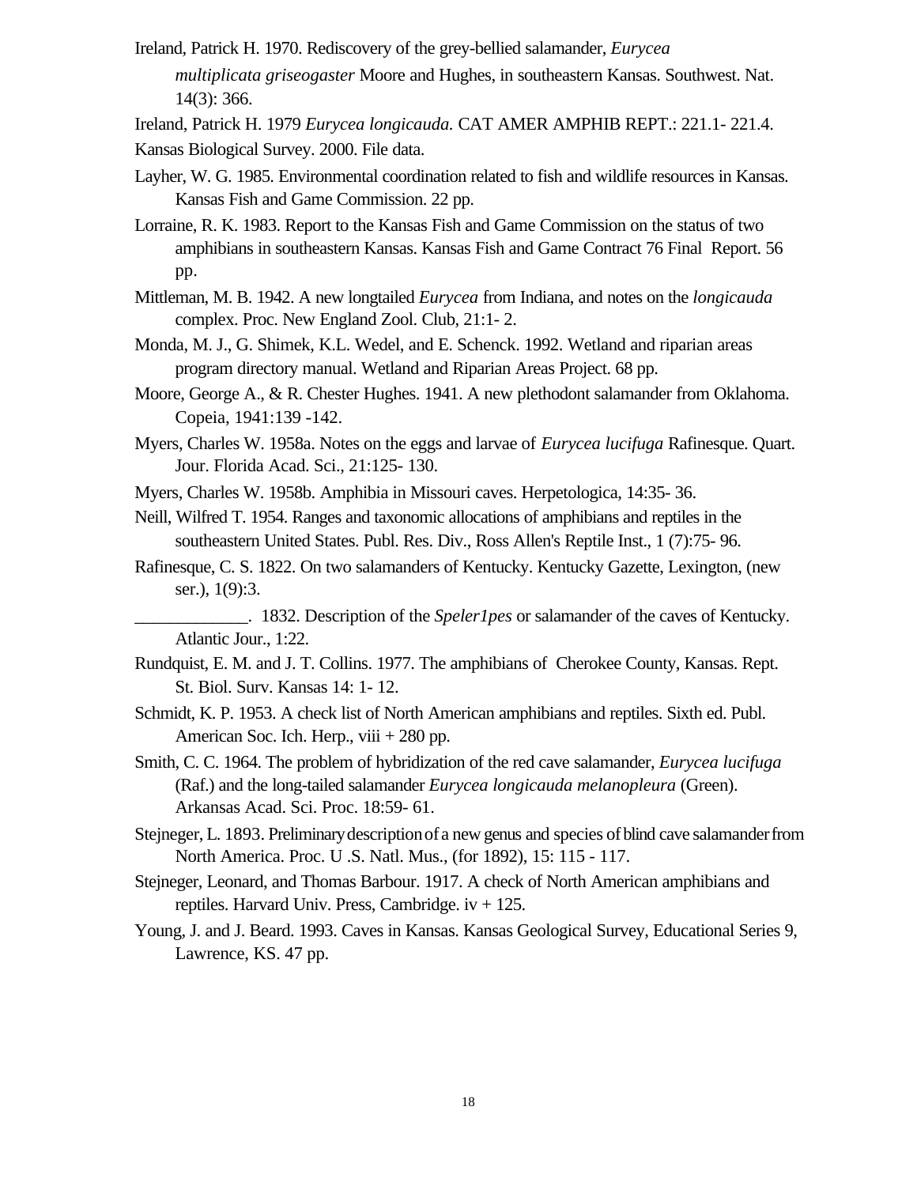Ireland, Patrick H. 1970. Rediscovery of the grey-bellied salamander, *Eurycea multiplicata griseogaster* Moore and Hughes, in southeastern Kansas. Southwest. Nat. 14(3): 366.

Ireland, Patrick H. 1979 *Eurycea longicauda.* CAT AMER AMPHIB REPT.: 221.1- 221.4.

Kansas Biological Survey. 2000. File data.

Layher, W. G. 1985. Environmental coordination related to fish and wildlife resources in Kansas. Kansas Fish and Game Commission. 22 pp.

Lorraine, R. K. 1983. Report to the Kansas Fish and Game Commission on the status of two amphibians in southeastern Kansas. Kansas Fish and Game Contract 76 Final Report. 56 pp.

Mittleman, M. B. 1942. A new longtailed *Eurycea* from Indiana, and notes on the *longicauda* complex. Proc. New England Zool. Club, 21:1- 2.

Monda, M. J., G. Shimek, K.L. Wedel, and E. Schenck. 1992. Wetland and riparian areas program directory manual. Wetland and Riparian Areas Project. 68 pp.

Moore, George A., & R. Chester Hughes. 1941. A new plethodont salamander from Oklahoma. Copeia, 1941:139 -142.

Myers, Charles W. 1958a. Notes on the eggs and larvae of *Eurycea lucifuga* Rafinesque. Quart. Jour. Florida Acad. Sci., 21:125- 130.

Myers, Charles W. 1958b. Amphibia in Missouri caves. Herpetologica, 14:35- 36.

Neill, Wilfred T. 1954. Ranges and taxonomic allocations of amphibians and reptiles in the southeastern United States. Publ. Res. Div., Ross Allen's Reptile Inst., 1 (7):75- 96.

Rafinesque, C. S. 1822. On two salamanders of Kentucky. Kentucky Gazette, Lexington, (new ser.), 1(9):3.

_____________. 1832. Description of the *Speler1pes* or salamander of the caves of Kentucky. Atlantic Jour., 1:22.

Rundquist, E. M. and J. T. Collins. 1977. The amphibians of Cherokee County, Kansas. Rept. St. Biol. Surv. Kansas 14: 1- 12.

Schmidt, K. P. 1953. A check list of North American amphibians and reptiles. Sixth ed. Publ. American Soc. Ich. Herp., viii + 280 pp.

Smith, C. C. 1964. The problem of hybridization of the red cave salamander, *Eurycea lucifuga* (Raf.) and the long-tailed salamander *Eurycea longicauda melanopleura* (Green). Arkansas Acad. Sci. Proc. 18:59- 61.

Stejneger, L. 1893. Preliminary description of a new genus and species of blind cave salamander from North America. Proc. U .S. Natl. Mus., (for 1892), 15: 115 - 117.

Stejneger, Leonard, and Thomas Barbour. 1917. A check of North American amphibians and reptiles. Harvard Univ. Press, Cambridge. iv + 125.

Young, J. and J. Beard. 1993. Caves in Kansas. Kansas Geological Survey, Educational Series 9, Lawrence, KS. 47 pp.